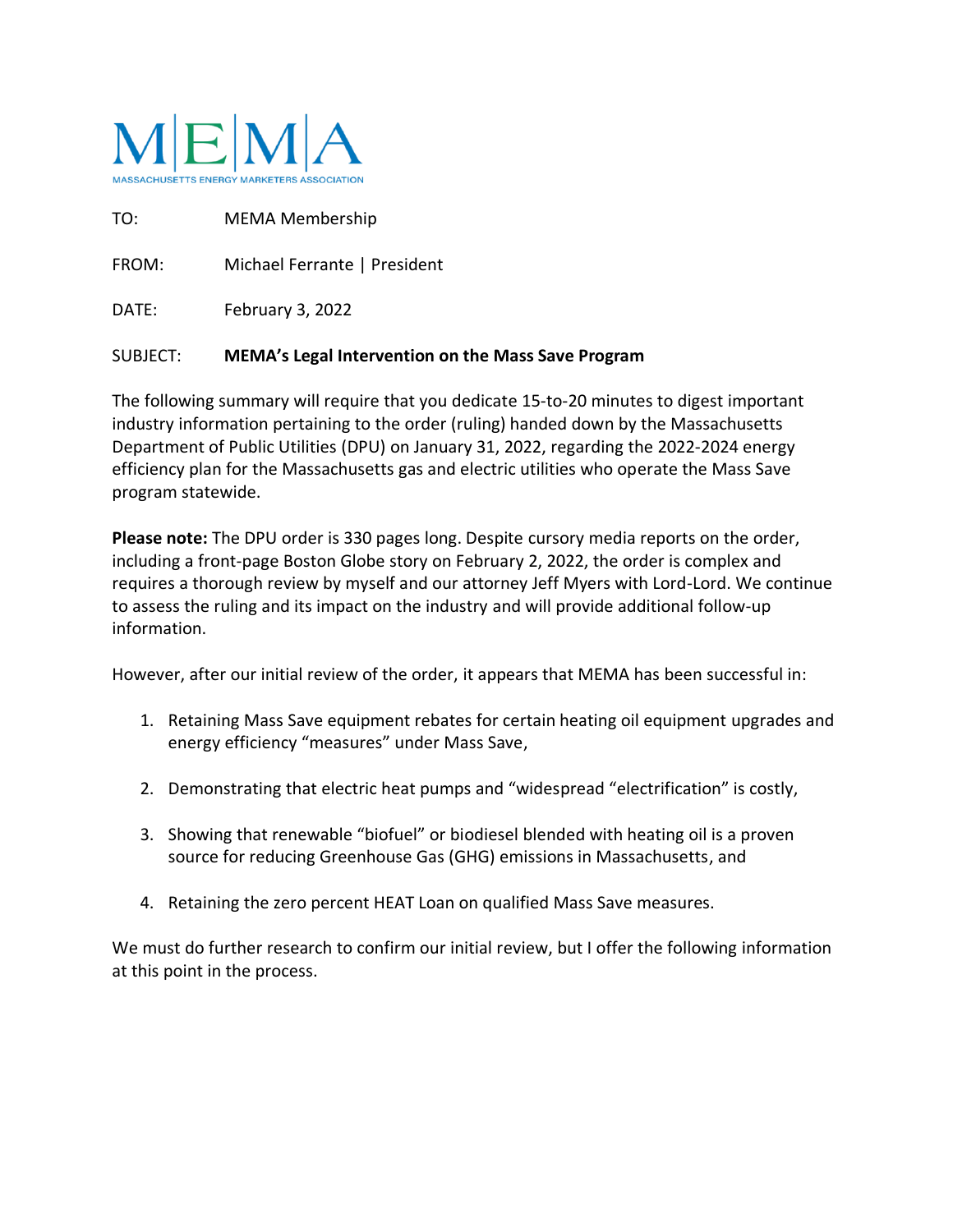# M|E|M|A

MASSACHUSETTS ENERGY MARKETERS ASSOCIATION

TO: MEMA Membership

FROM: Michael Ferrante | President

DATE: February 3, 2022

SUBJECT: **MEMA's Legal Intervention on the Mass Save Program**

The following summary will require that you dedicate 15-to-20 minutes to digest important industry information pertaining to the order (ruling) handed down by the Massachusetts Department of Public Utilities (DPU) on January 31, 2022, regarding the 2022-2024 energy efficiency plan for the Massachusetts gas and electric utilities who operate the Mass Save program statewide.

**Please note:** The DPU order is 330 pages long. Despite cursory media reports on the order, including a front-page Boston Globe story on February 2, 2022, the order is complex and requires a thorough review by myself and our attorney Jeff Myers with Lord-Lord. We continue to assess the ruling and its impact on the industry and will provide additional follow-up information.

However, after our initial review of the order, it appears that MEMA has been successful in:

1. Retaining Mass Save equipment rebates for certain heating oil equipment upgrades and energy efficiency "measures" under Mass Save,

2. Demonstrating that electric heat pumps and "widespread "electrification" is costly,

3. Showing that renewable "biofuel" or biodiesel blended with heating oil is a proven source for reducing Greenhouse Gas (GHG) emissions in Massachusetts, and

4. Retaining the zero percent HEAT Loan on qualified Mass Save measures.

We must do further research to confirm our initial review, but I offer the following information at this point in the process.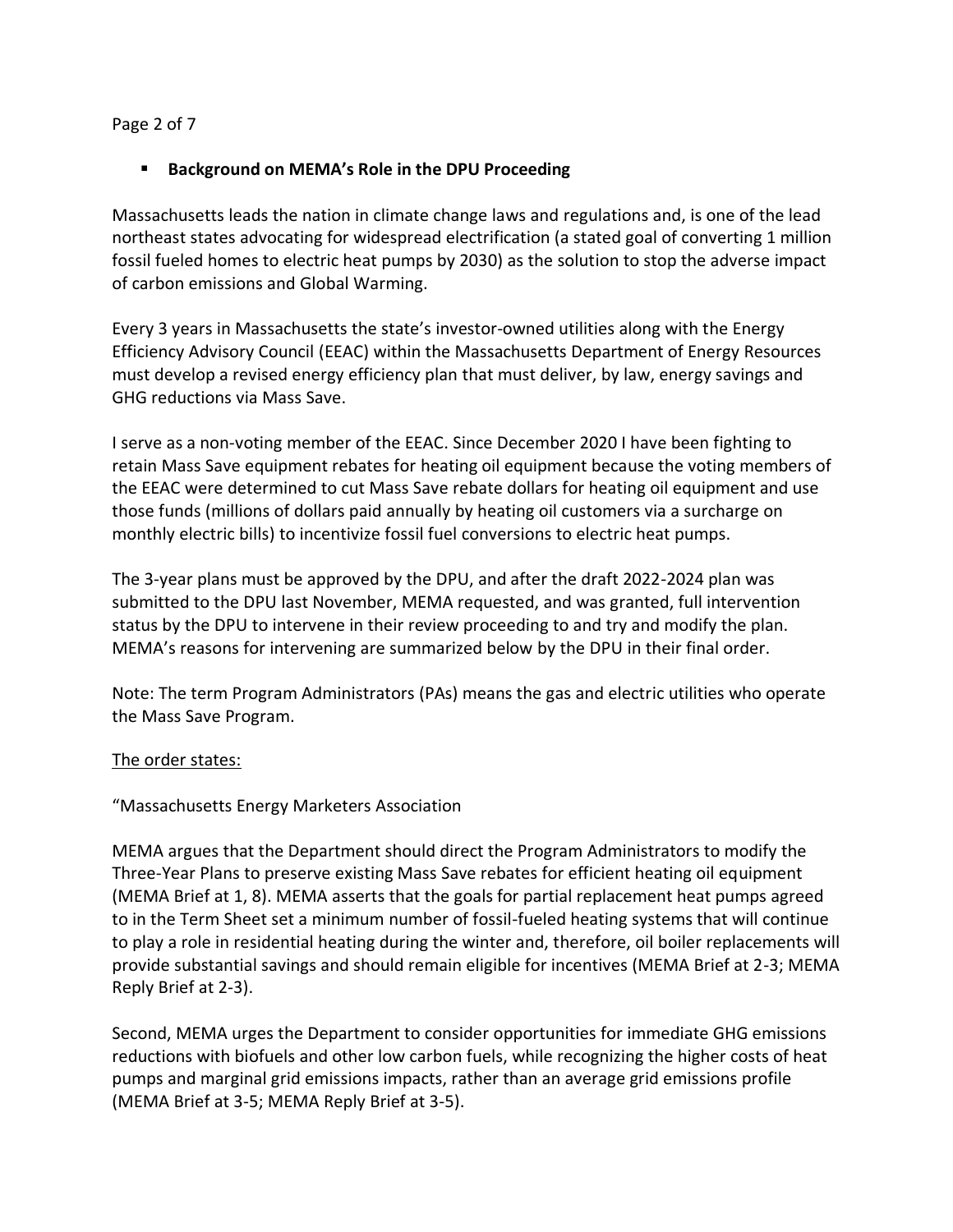- **Background on MEMA's Role in the DPU Proceeding**

Massachusetts leads the nation in climate change laws and regulations and, is one of the lead northeast states advocating for widespread electrification (a stated goal of converting 1 million fossil fueled homes to electric heat pumps by 2030) as the solution to stop the adverse impact of carbon emissions and Global Warming.

Every 3 years in Massachusetts the state's investor-owned utilities along with the Energy Efficiency Advisory Council (EEAC) within the Massachusetts Department of Energy Resources must develop a revised energy efficiency plan that must deliver, by law, energy savings and GHG reductions via Mass Save.

I serve as a non-voting member of the EEAC. Since December 2020 I have been fighting to retain Mass Save equipment rebates for heating oil equipment because the voting members of the EEAC were determined to cut Mass Save rebate dollars for heating oil equipment and use those funds (millions of dollars paid annually by heating oil customers via a surcharge on monthly electric bills) to incentivize fossil fuel conversions to electric heat pumps.

The 3-year plans must be approved by the DPU, and after the draft 2022-2024 plan was submitted to the DPU last November, MEMA requested, and was granted, full intervention status by the DPU to intervene in their review proceeding to and try and modify the plan. MEMA's reasons for intervening are summarized below by the DPU in their final order.

Note: The term Program Administrators (PAs) means the gas and electric utilities who operate the Mass Save Program.

<u>The order states:</u>

"Massachusetts Energy Marketers Association

MEMA argues that the Department should direct the Program Administrators to modify the Three-Year Plans to preserve existing Mass Save rebates for efficient heating oil equipment (MEMA Brief at 1, 8). MEMA asserts that the goals for partial replacement heat pumps agreed to in the Term Sheet set a minimum number of fossil-fueled heating systems that will continue to play a role in residential heating during the winter and, therefore, oil boiler replacements will provide substantial savings and should remain eligible for incentives (MEMA Brief at 2-3; MEMA Reply Brief at 2-3).

Second, MEMA urges the Department to consider opportunities for immediate GHG emissions reductions with biofuels and other low carbon fuels, while recognizing the higher costs of heat pumps and marginal grid emissions impacts, rather than an average grid emissions profile (MEMA Brief at 3-5; MEMA Reply Brief at 3-5).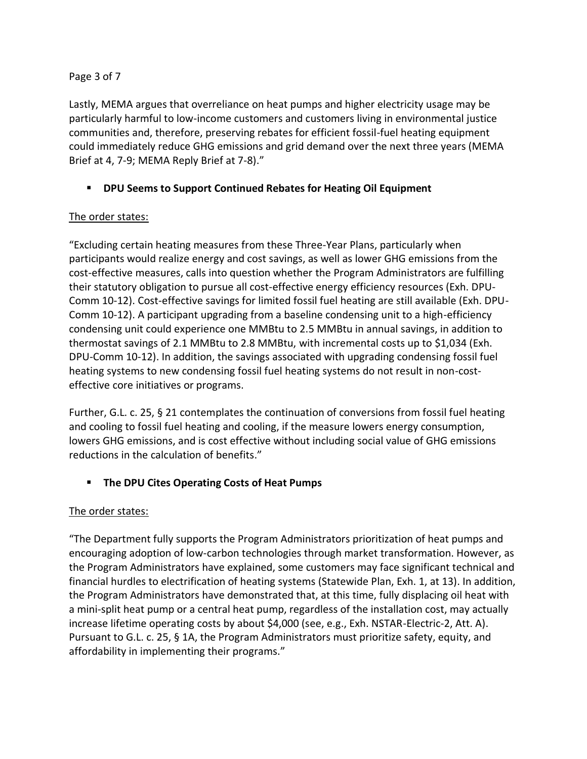Lastly, MEMA argues that overreliance on heat pumps and higher electricity usage may be particularly harmful to low-income customers and customers living in environmental justice communities and, therefore, preserving rebates for efficient fossil-fuel heating equipment could immediately reduce GHG emissions and grid demand over the next three years (MEMA Brief at 4, 7-9; MEMA Reply Brief at 7-8)."

- **DPU Seems to Support Continued Rebates for Heating Oil Equipment**

<u>The order states:</u>

"Excluding certain heating measures from these Three-Year Plans, particularly when participants would realize energy and cost savings, as well as lower GHG emissions from the cost-effective measures, calls into question whether the Program Administrators are fulfilling their statutory obligation to pursue all cost-effective energy efficiency resources (Exh. DPU-Comm 10-12). Cost-effective savings for limited fossil fuel heating are still available (Exh. DPU-Comm 10-12). A participant upgrading from a baseline condensing unit to a high-efficiency condensing unit could experience one MMBtu to 2.5 MMBtu in annual savings, in addition to thermostat savings of 2.1 MMBtu to 2.8 MMBtu, with incremental costs up to $1,034 (Exh. DPU-Comm 10-12). In addition, the savings associated with upgrading condensing fossil fuel heating systems to new condensing fossil fuel heating systems do not result in non-cost-effective core initiatives or programs.

Further, G.L. c. 25, § 21 contemplates the continuation of conversions from fossil fuel heating and cooling to fossil fuel heating and cooling, if the measure lowers energy consumption, lowers GHG emissions, and is cost effective without including social value of GHG emissions reductions in the calculation of benefits."

- **The DPU Cites Operating Costs of Heat Pumps**

<u>The order states:</u>

"The Department fully supports the Program Administrators prioritization of heat pumps and encouraging adoption of low-carbon technologies through market transformation. However, as the Program Administrators have explained, some customers may face significant technical and financial hurdles to electrification of heating systems (Statewide Plan, Exh. 1, at 13). In addition, the Program Administrators have demonstrated that, at this time, fully displacing oil heat with a mini-split heat pump or a central heat pump, regardless of the installation cost, may actually increase lifetime operating costs by about $4,000 (see, e.g., Exh. NSTAR-Electric-2, Att. A). Pursuant to G.L. c. 25, § 1A, the Program Administrators must prioritize safety, equity, and affordability in implementing their programs."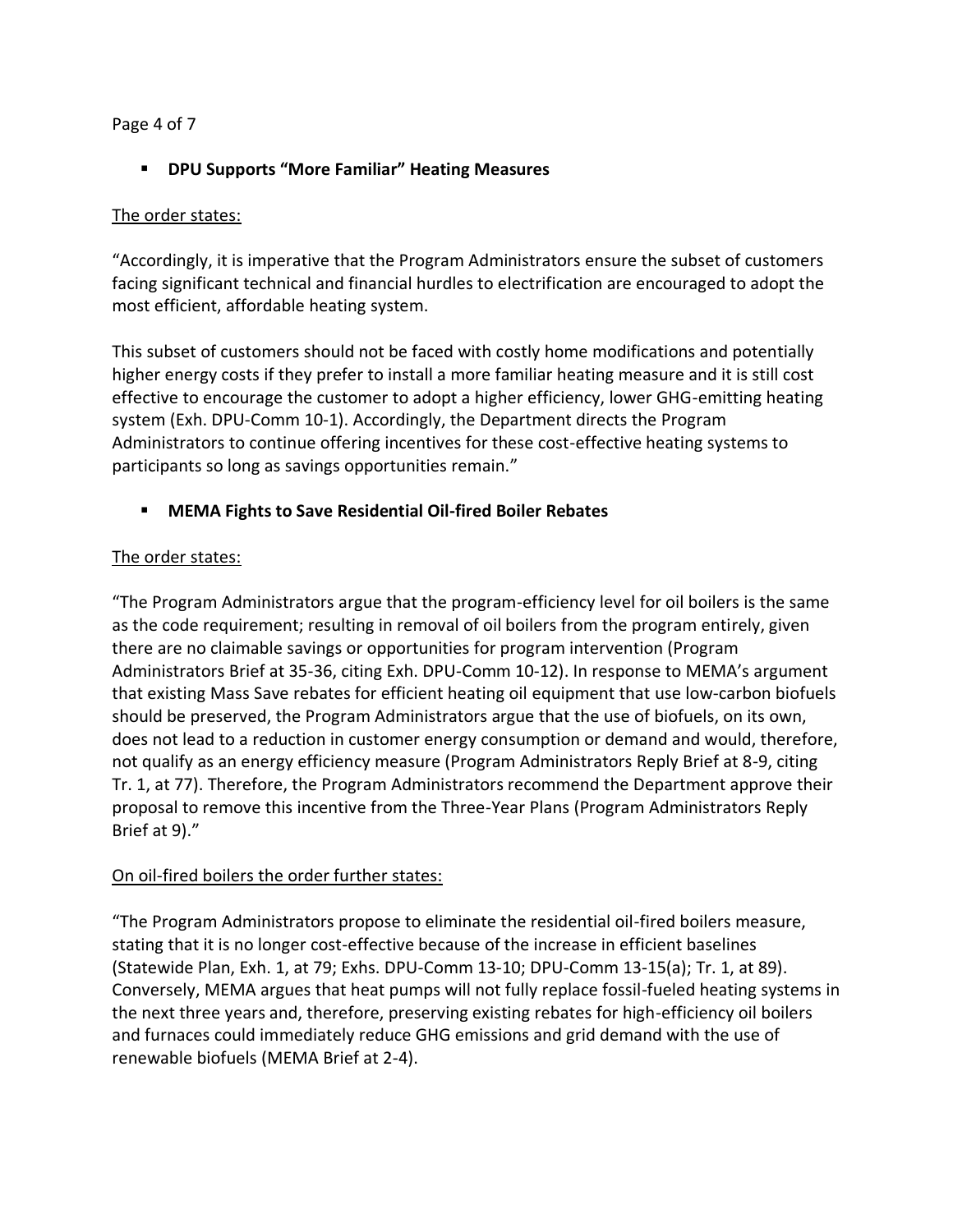- **DPU Supports "More Familiar" Heating Measures**

The order states:

"Accordingly, it is imperative that the Program Administrators ensure the subset of customers facing significant technical and financial hurdles to electrification are encouraged to adopt the most efficient, affordable heating system.

This subset of customers should not be faced with costly home modifications and potentially higher energy costs if they prefer to install a more familiar heating measure and it is still cost effective to encourage the customer to adopt a higher efficiency, lower GHG-emitting heating system (Exh. DPU-Comm 10-1). Accordingly, the Department directs the Program Administrators to continue offering incentives for these cost-effective heating systems to participants so long as savings opportunities remain."

- **MEMA Fights to Save Residential Oil-fired Boiler Rebates**

The order states:

"The Program Administrators argue that the program-efficiency level for oil boilers is the same as the code requirement; resulting in removal of oil boilers from the program entirely, given there are no claimable savings or opportunities for program intervention (Program Administrators Brief at 35-36, citing Exh. DPU-Comm 10-12). In response to MEMA's argument that existing Mass Save rebates for efficient heating oil equipment that use low-carbon biofuels should be preserved, the Program Administrators argue that the use of biofuels, on its own, does not lead to a reduction in customer energy consumption or demand and would, therefore, not qualify as an energy efficiency measure (Program Administrators Reply Brief at 8-9, citing Tr. 1, at 77). Therefore, the Program Administrators recommend the Department approve their proposal to remove this incentive from the Three-Year Plans (Program Administrators Reply Brief at 9)."

On oil-fired boilers the order further states:

"The Program Administrators propose to eliminate the residential oil-fired boilers measure, stating that it is no longer cost-effective because of the increase in efficient baselines (Statewide Plan, Exh. 1, at 79; Exhs. DPU-Comm 13-10; DPU-Comm 13-15(a); Tr. 1, at 89). Conversely, MEMA argues that heat pumps will not fully replace fossil-fueled heating systems in the next three years and, therefore, preserving existing rebates for high-efficiency oil boilers and furnaces could immediately reduce GHG emissions and grid demand with the use of renewable biofuels (MEMA Brief at 2-4).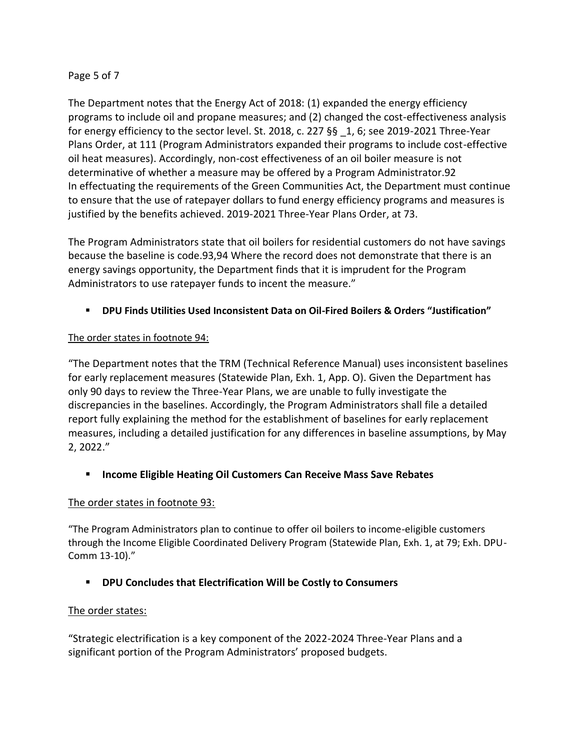The Department notes that the Energy Act of 2018: (1) expanded the energy efficiency programs to include oil and propane measures; and (2) changed the cost-effectiveness analysis for energy efficiency to the sector level. St. 2018, c. 227 §§ _1, 6; see 2019-2021 Three-Year Plans Order, at 111 (Program Administrators expanded their programs to include cost-effective oil heat measures). Accordingly, non-cost effectiveness of an oil boiler measure is not determinative of whether a measure may be offered by a Program Administrator.[92] In effectuating the requirements of the Green Communities Act, the Department must continue to ensure that the use of ratepayer dollars to fund energy efficiency programs and measures is justified by the benefits achieved. 2019-2021 Three-Year Plans Order, at 73.

The Program Administrators state that oil boilers for residential customers do not have savings because the baseline is code.[93,94] Where the record does not demonstrate that there is an energy savings opportunity, the Department finds that it is imprudent for the Program Administrators to use ratepayer funds to incent the measure."

- **DPU Finds Utilities Used Inconsistent Data on Oil-Fired Boilers & Orders "Justification"**

The order states in footnote 94:

"The Department notes that the TRM (Technical Reference Manual) uses inconsistent baselines for early replacement measures (Statewide Plan, Exh. 1, App. O). Given the Department has only 90 days to review the Three-Year Plans, we are unable to fully investigate the discrepancies in the baselines. Accordingly, the Program Administrators shall file a detailed report fully explaining the method for the establishment of baselines for early replacement measures, including a detailed justification for any differences in baseline assumptions, by May 2, 2022."

- **Income Eligible Heating Oil Customers Can Receive Mass Save Rebates**

The order states in footnote 93:

"The Program Administrators plan to continue to offer oil boilers to income-eligible customers through the Income Eligible Coordinated Delivery Program (Statewide Plan, Exh. 1, at 79; Exh. DPU-Comm 13-10)."

- **DPU Concludes that Electrification Will be Costly to Consumers**

The order states:

"Strategic electrification is a key component of the 2022-2024 Three-Year Plans and a significant portion of the Program Administrators' proposed budgets.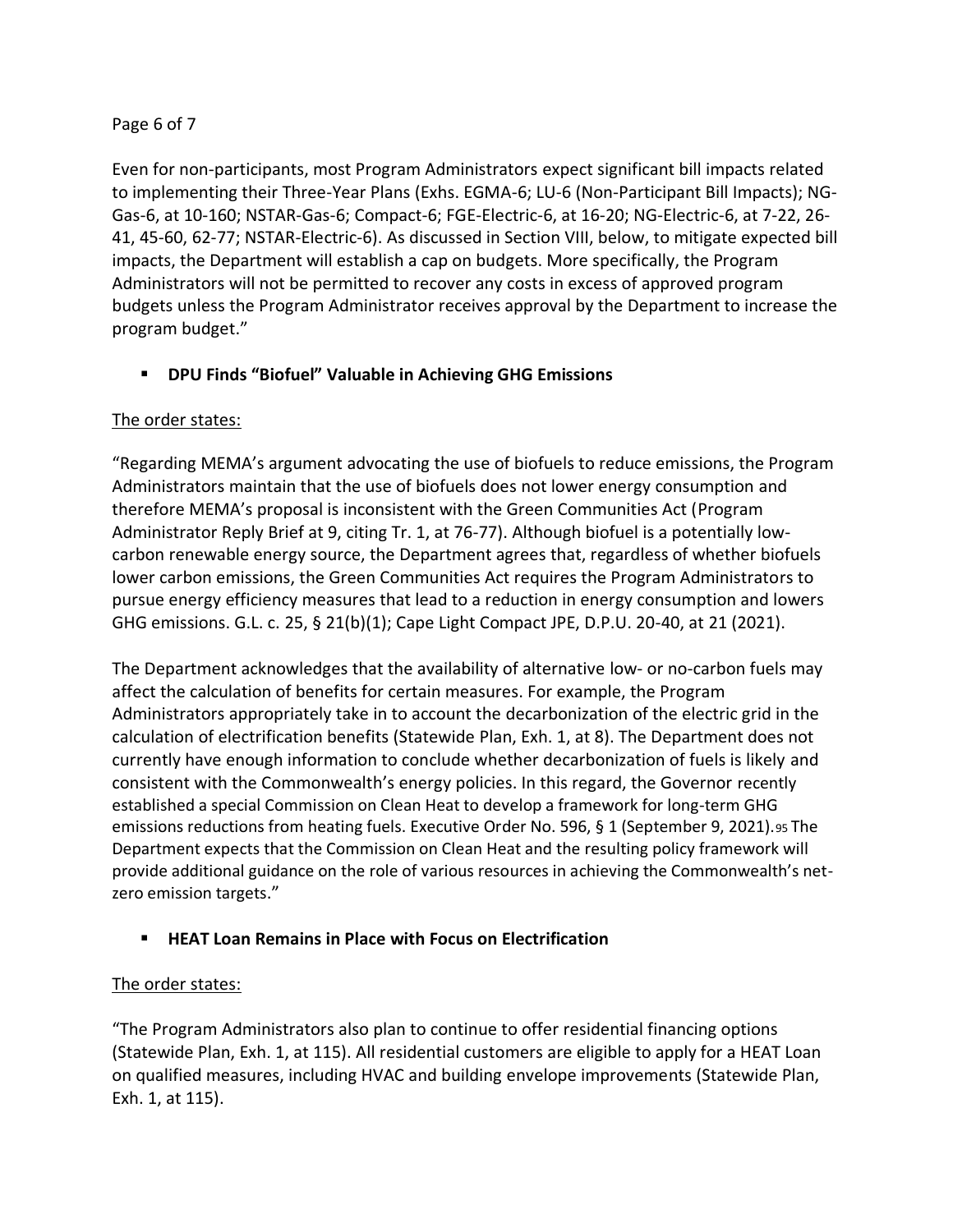Even for non-participants, most Program Administrators expect significant bill impacts related to implementing their Three-Year Plans (Exhs. EGMA-6; LU-6 (Non-Participant Bill Impacts); NG-Gas-6, at 10-160; NSTAR-Gas-6; Compact-6; FGE-Electric-6, at 16-20; NG-Electric-6, at 7-22, 26-41, 45-60, 62-77; NSTAR-Electric-6). As discussed in Section VIII, below, to mitigate expected bill impacts, the Department will establish a cap on budgets. More specifically, the Program Administrators will not be permitted to recover any costs in excess of approved program budgets unless the Program Administrator receives approval by the Department to increase the program budget."

- **DPU Finds "Biofuel" Valuable in Achieving GHG Emissions**

The order states:

"Regarding MEMA's argument advocating the use of biofuels to reduce emissions, the Program Administrators maintain that the use of biofuels does not lower energy consumption and therefore MEMA's proposal is inconsistent with the Green Communities Act (Program Administrator Reply Brief at 9, citing Tr. 1, at 76-77). Although biofuel is a potentially low-carbon renewable energy source, the Department agrees that, regardless of whether biofuels lower carbon emissions, the Green Communities Act requires the Program Administrators to pursue energy efficiency measures that lead to a reduction in energy consumption and lowers GHG emissions. G.L. c. 25, § 21(b)(1); Cape Light Compact JPE, D.P.U. 20-40, at 21 (2021).

The Department acknowledges that the availability of alternative low- or no-carbon fuels may affect the calculation of benefits for certain measures. For example, the Program Administrators appropriately take in to account the decarbonization of the electric grid in the calculation of electrification benefits (Statewide Plan, Exh. 1, at 8). The Department does not currently have enough information to conclude whether decarbonization of fuels is likely and consistent with the Commonwealth's energy policies. In this regard, the Governor recently established a special Commission on Clean Heat to develop a framework for long-term GHG emissions reductions from heating fuels. Executive Order No. 596, § 1 (September 9, 2021).[95] The Department expects that the Commission on Clean Heat and the resulting policy framework will provide additional guidance on the role of various resources in achieving the Commonwealth's net-zero emission targets."

- **HEAT Loan Remains in Place with Focus on Electrification**

The order states:

"The Program Administrators also plan to continue to offer residential financing options (Statewide Plan, Exh. 1, at 115). All residential customers are eligible to apply for a HEAT Loan on qualified measures, including HVAC and building envelope improvements (Statewide Plan, Exh. 1, at 115).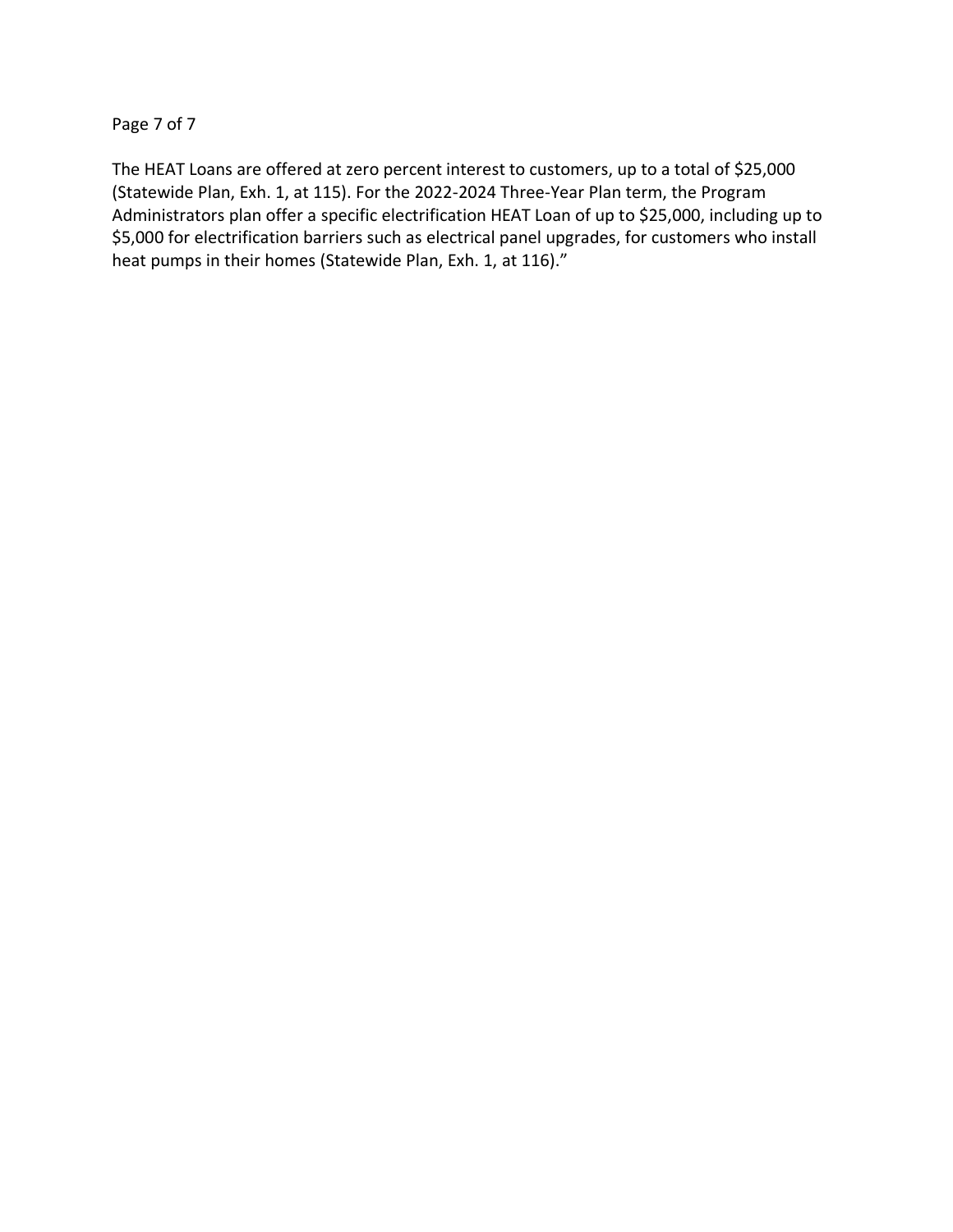The HEAT Loans are offered at zero percent interest to customers, up to a total of $25,000 (Statewide Plan, Exh. 1, at 115). For the 2022-2024 Three-Year Plan term, the Program Administrators plan offer a specific electrification HEAT Loan of up to $25,000, including up to $5,000 for electrification barriers such as electrical panel upgrades, for customers who install heat pumps in their homes (Statewide Plan, Exh. 1, at 116)."